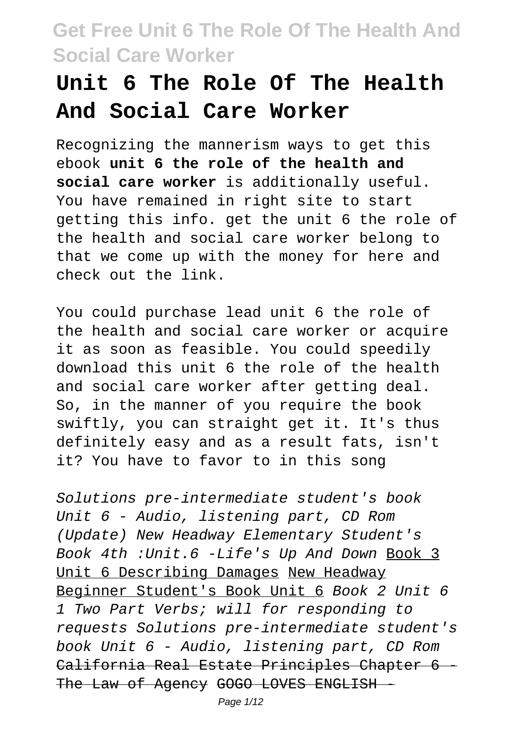# Unit 6 The Role Of The Health And Social Care Worker

Recognizing the mannerism ways to get this ebook **unit 6 the role of the health and social care worker** is additionally useful. You have remained in right site to start getting this info. get the unit 6 the role of the health and social care worker belong to that we come up with the money for here and check out the link.

You could purchase lead unit 6 the role of the health and social care worker or acquire it as soon as feasible. You could speedily download this unit 6 the role of the health and social care worker after getting deal. So, in the manner of you require the book swiftly, you can straight get it. It's thus definitely easy and as a result fats, isn't it? You have to favor to in this song

*Solutions pre-intermediate student's book Unit 6 - Audio, listening part, CD Rom* *(Update) New Headway Elementary Student's Book 4th :Unit.6 -Life's Up And Down* Book 3 Unit 6 Describing Damages New Headway Beginner Student's Book Unit 6 *Book 2 Unit 6 1 Two Part Verbs; will for responding to requests* *Solutions pre-intermediate student's book Unit 6 - Audio, listening part, CD Rom* California Real Estate Principles Chapter 6 - The Law of Agency GOGO LOVES ENGLISH -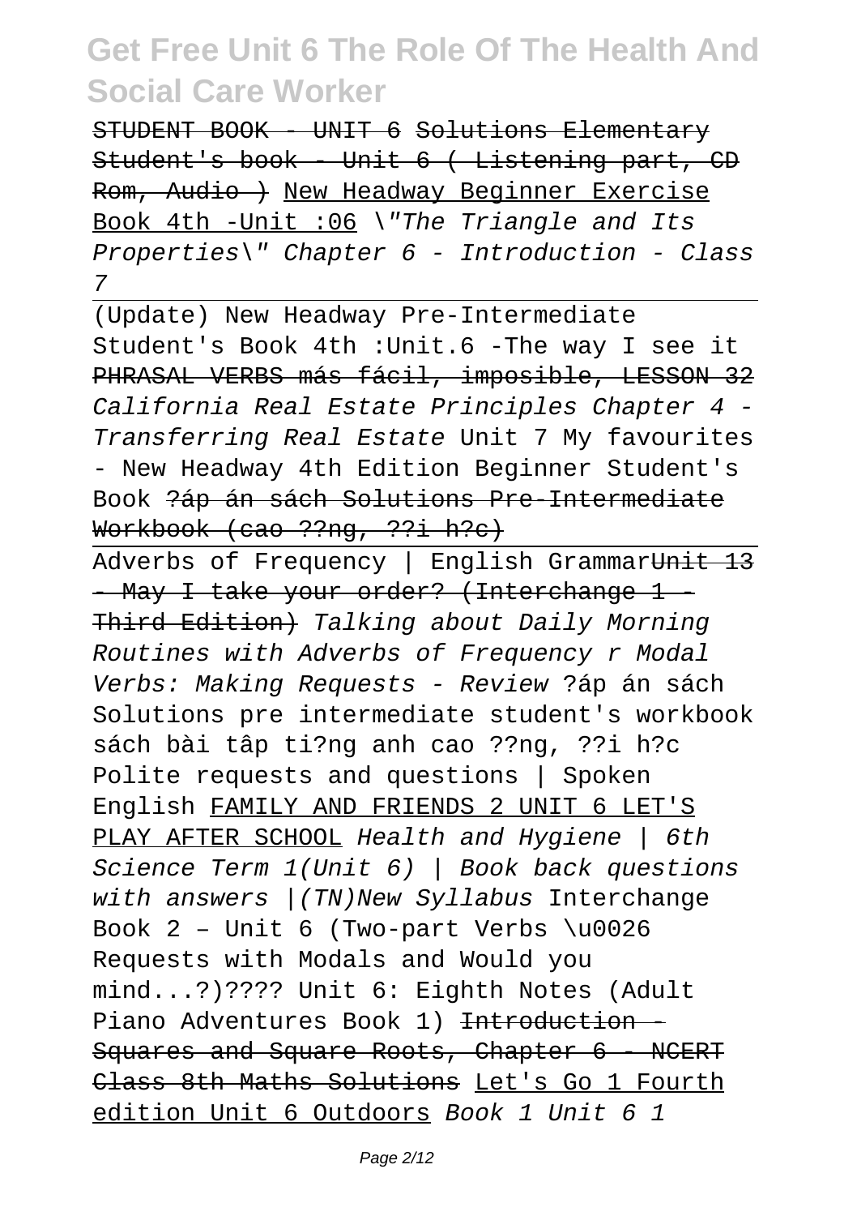STUDENT BOOK - UNIT 6 Solutions Elementary Student's book - Unit 6 ( Listening part, CD Rom, Audio ) New Headway Beginner Exercise Book 4th -Unit :06 *\"The Triangle and Its Properties\" Chapter 6 - Introduction - Class 7*

(Update) New Headway Pre-Intermediate Student's Book 4th :Unit.6 -The way I see it PHRASAL VERBS más fácil, imposible, LESSON 32 *California Real Estate Principles Chapter 4 - Transferring Real Estate* Unit 7 My favourites - New Headway 4th Edition Beginner Student's Book ?áp án sách Solutions Pre-Intermediate Workbook (cao ??ng, ??i h?c)

Adverbs of Frequency | English GrammarUnit 13 - May I take your order? (Interchange 1 - Third Edition) *Talking about Daily Morning Routines with Adverbs of Frequency r Modal Verbs: Making Requests - Review* ?áp án sách Solutions pre intermediate student's workbook sách bài tâp ti?ng anh cao ??ng, ??i h?c Polite requests and questions | Spoken English FAMILY AND FRIENDS 2 UNIT 6 LET'S PLAY AFTER SCHOOL *Health and Hygiene | 6th Science Term 1(Unit 6) | Book back questions with answers |(TN)New Syllabus* Interchange Book 2 – Unit 6 (Two-part Verbs \u0026 Requests with Modals and Would you mind...?)???? Unit 6: Eighth Notes (Adult Piano Adventures Book 1) Introduction - Squares and Square Roots, Chapter 6 - NCERT Class 8th Maths Solutions Let's Go 1 Fourth edition Unit 6 Outdoors *Book 1 Unit 6 1*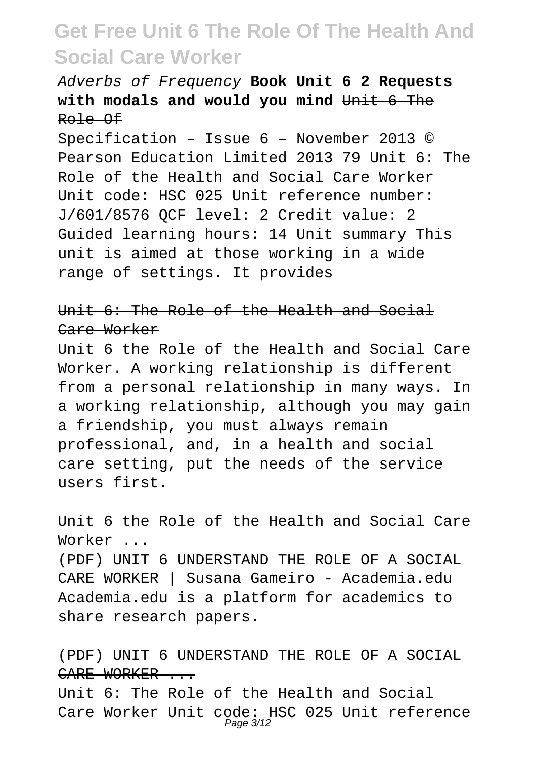*Adverbs of Frequency* **Book Unit 6 2 Requests with modals and would you mind** ~~Unit 6 The Role Of~~

Specification – Issue 6 – November 2013 © Pearson Education Limited 2013 79 Unit 6: The Role of the Health and Social Care Worker Unit code: HSC 025 Unit reference number: J/601/8576 QCF level: 2 Credit value: 2 Guided learning hours: 14 Unit summary This unit is aimed at those working in a wide range of settings. It provides

~~Unit 6: The Role of the Health and Social Care Worker~~

Unit 6 the Role of the Health and Social Care Worker. A working relationship is different from a personal relationship in many ways. In a working relationship, although you may gain a friendship, you must always remain professional, and, in a health and social care setting, put the needs of the service users first.

~~Unit 6 the Role of the Health and Social Care Worker ...~~

(PDF) UNIT 6 UNDERSTAND THE ROLE OF A SOCIAL CARE WORKER | Susana Gameiro - Academia.edu Academia.edu is a platform for academics to share research papers.

~~(PDF) UNIT 6 UNDERSTAND THE ROLE OF A SOCIAL CARE WORKER ...~~

Unit 6: The Role of the Health and Social Care Worker Unit code: HSC 025 Unit reference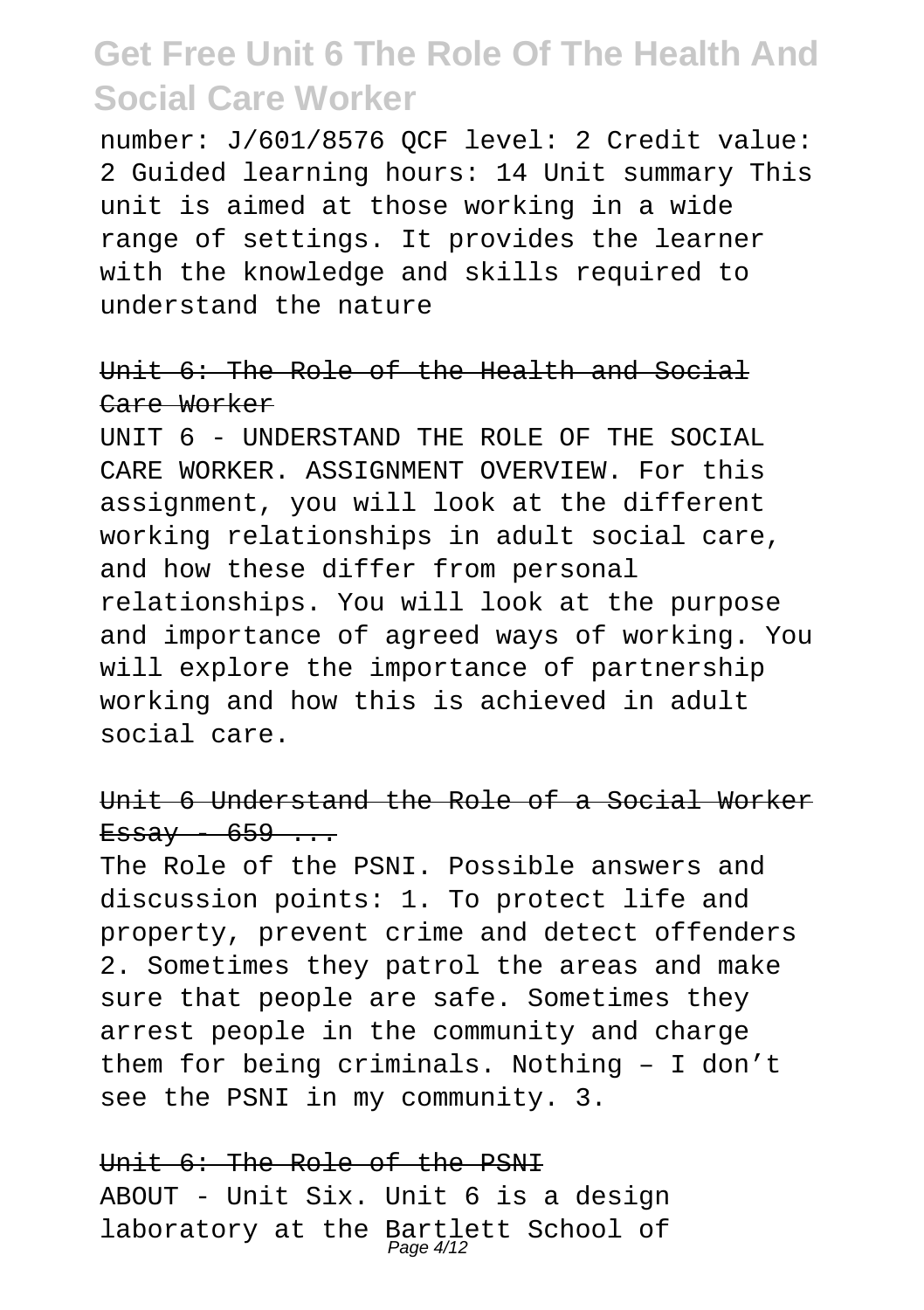number: J/601/8576 QCF level: 2 Credit value: 2 Guided learning hours: 14 Unit summary This unit is aimed at those working in a wide range of settings. It provides the learner with the knowledge and skills required to understand the nature

## Unit 6: The Role of the Health and Social Care Worker

UNIT 6 - UNDERSTAND THE ROLE OF THE SOCIAL CARE WORKER. ASSIGNMENT OVERVIEW. For this assignment, you will look at the different working relationships in adult social care, and how these differ from personal relationships. You will look at the purpose and importance of agreed ways of working. You will explore the importance of partnership working and how this is achieved in adult social care.

## Unit 6 Understand the Role of a Social Worker Essay - 659 ...

The Role of the PSNI. Possible answers and discussion points: 1. To protect life and property, prevent crime and detect offenders 2. Sometimes they patrol the areas and make sure that people are safe. Sometimes they arrest people in the community and charge them for being criminals. Nothing – I don't see the PSNI in my community. 3.

## Unit 6: The Role of the PSNI

ABOUT - Unit Six. Unit 6 is a design laboratory at the Bartlett School of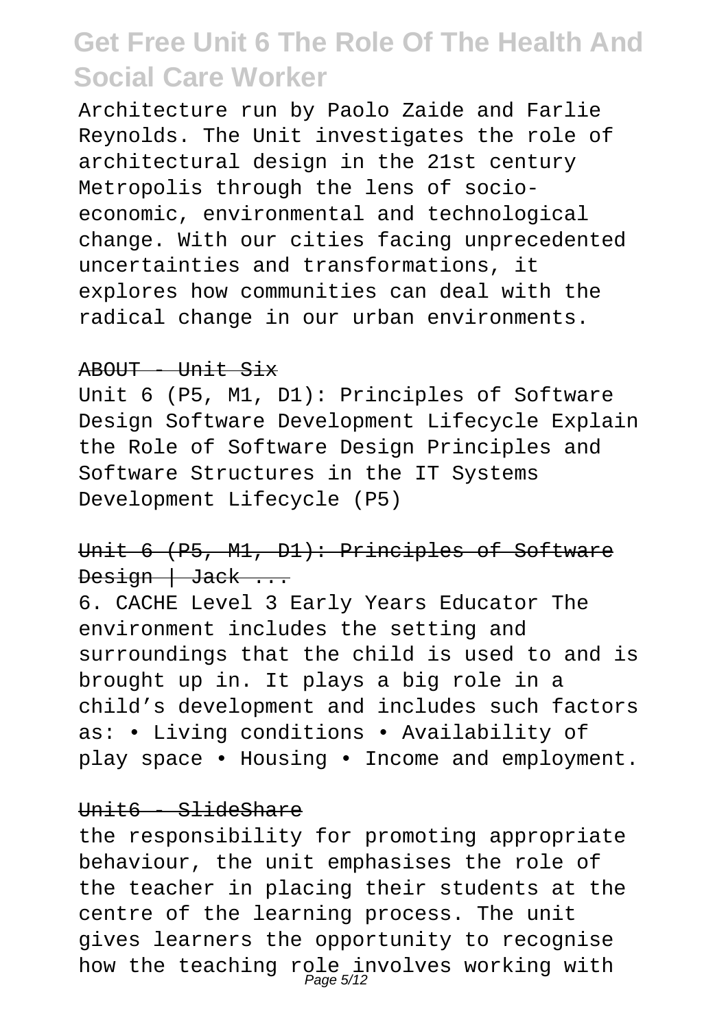Architecture run by Paolo Zaide and Farlie Reynolds. The Unit investigates the role of architectural design in the 21st century Metropolis through the lens of socio-economic, environmental and technological change. With our cities facing unprecedented uncertainties and transformations, it explores how communities can deal with the radical change in our urban environments.

~~ABOUT - Unit Six~~

Unit 6 (P5, M1, D1): Principles of Software Design Software Development Lifecycle Explain the Role of Software Design Principles and Software Structures in the IT Systems Development Lifecycle (P5)

~~Unit 6 (P5, M1, D1): Principles of Software Design | Jack ...~~

6. CACHE Level 3 Early Years Educator The environment includes the setting and surroundings that the child is used to and is brought up in. It plays a big role in a child's development and includes such factors as: • Living conditions • Availability of play space • Housing • Income and employment.

~~Unit6 - SlideShare~~

the responsibility for promoting appropriate behaviour, the unit emphasises the role of the teacher in placing their students at the centre of the learning process. The unit gives learners the opportunity to recognise how the teaching role involves working with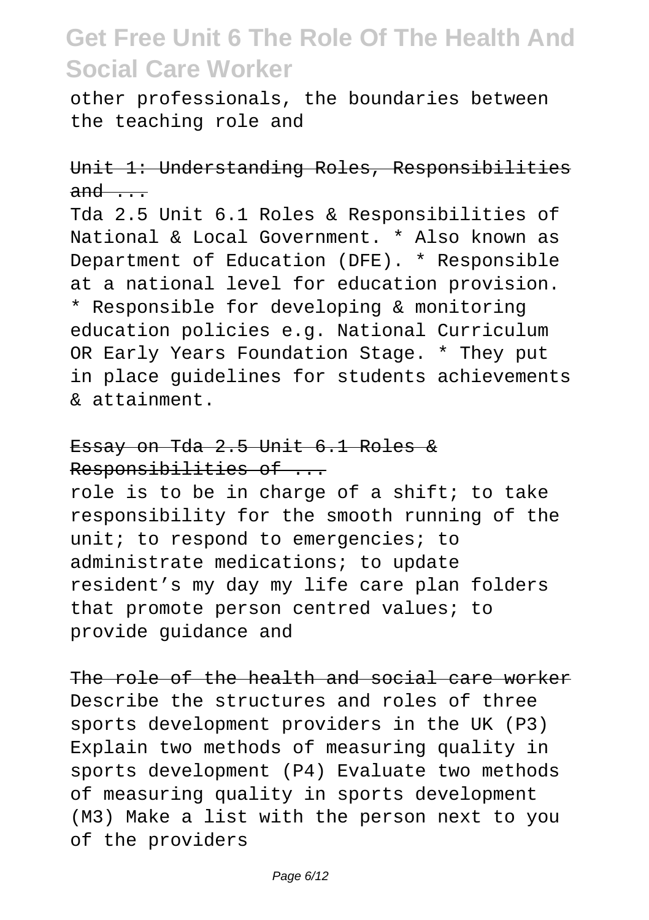other professionals, the boundaries between the teaching role and

Unit 1: Understanding Roles, Responsibilities and ...

Tda 2.5 Unit 6.1 Roles & Responsibilities of National & Local Government. * Also known as Department of Education (DFE). * Responsible at a national level for education provision. * Responsible for developing & monitoring education policies e.g. National Curriculum OR Early Years Foundation Stage. * They put in place guidelines for students achievements & attainment.

Essay on Tda 2.5 Unit 6.1 Roles & Responsibilities of ...

role is to be in charge of a shift; to take responsibility for the smooth running of the unit; to respond to emergencies; to administrate medications; to update resident's my day my life care plan folders that promote person centred values; to provide guidance and

The role of the health and social care worker

Describe the structures and roles of three sports development providers in the UK (P3) Explain two methods of measuring quality in sports development (P4) Evaluate two methods of measuring quality in sports development (M3) Make a list with the person next to you of the providers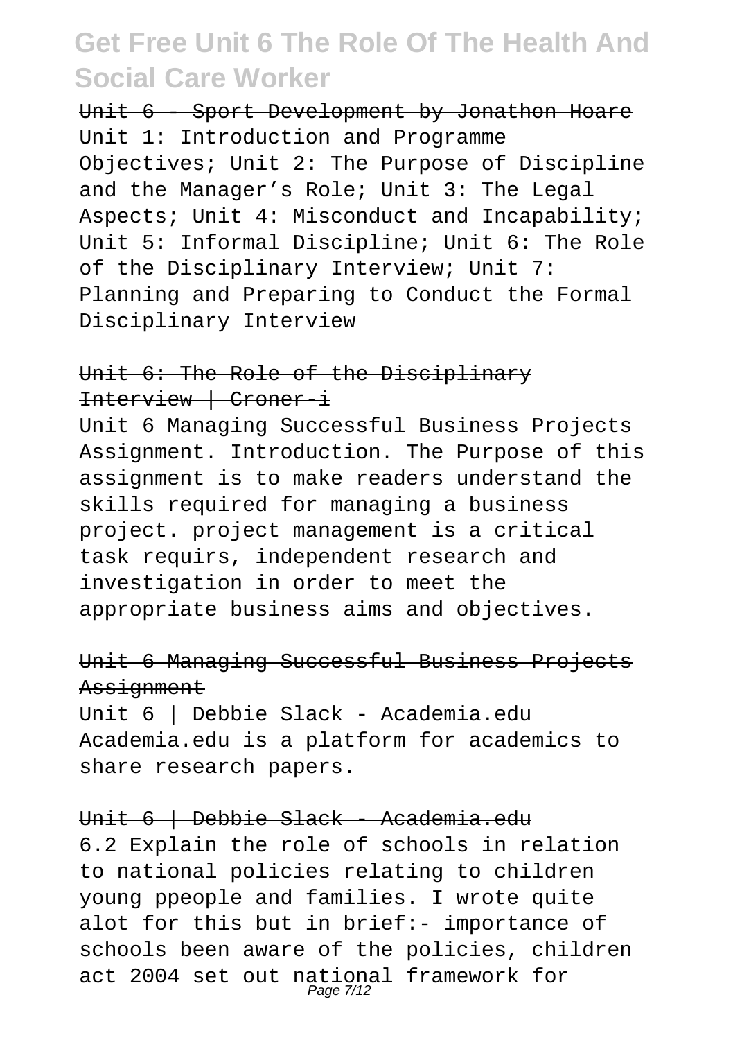Unit 6 - Sport Development by Jonathon Hoare
Unit 1: Introduction and Programme Objectives; Unit 2: The Purpose of Discipline and the Manager's Role; Unit 3: The Legal Aspects; Unit 4: Misconduct and Incapability; Unit 5: Informal Discipline; Unit 6: The Role of the Disciplinary Interview; Unit 7: Planning and Preparing to Conduct the Formal Disciplinary Interview

## Unit 6: The Role of the Disciplinary Interview | Croner-i

Unit 6 Managing Successful Business Projects Assignment. Introduction. The Purpose of this assignment is to make readers understand the skills required for managing a business project. project management is a critical task requirs, independent research and investigation in order to meet the appropriate business aims and objectives.

## Unit 6 Managing Successful Business Projects Assignment

Unit 6 | Debbie Slack - Academia.edu
Academia.edu is a platform for academics to share research papers.

## Unit 6 | Debbie Slack - Academia.edu

6.2 Explain the role of schools in relation to national policies relating to children young ppeople and families. I wrote quite alot for this but in brief:- importance of schools been aware of the policies, children act 2004 set out national framework for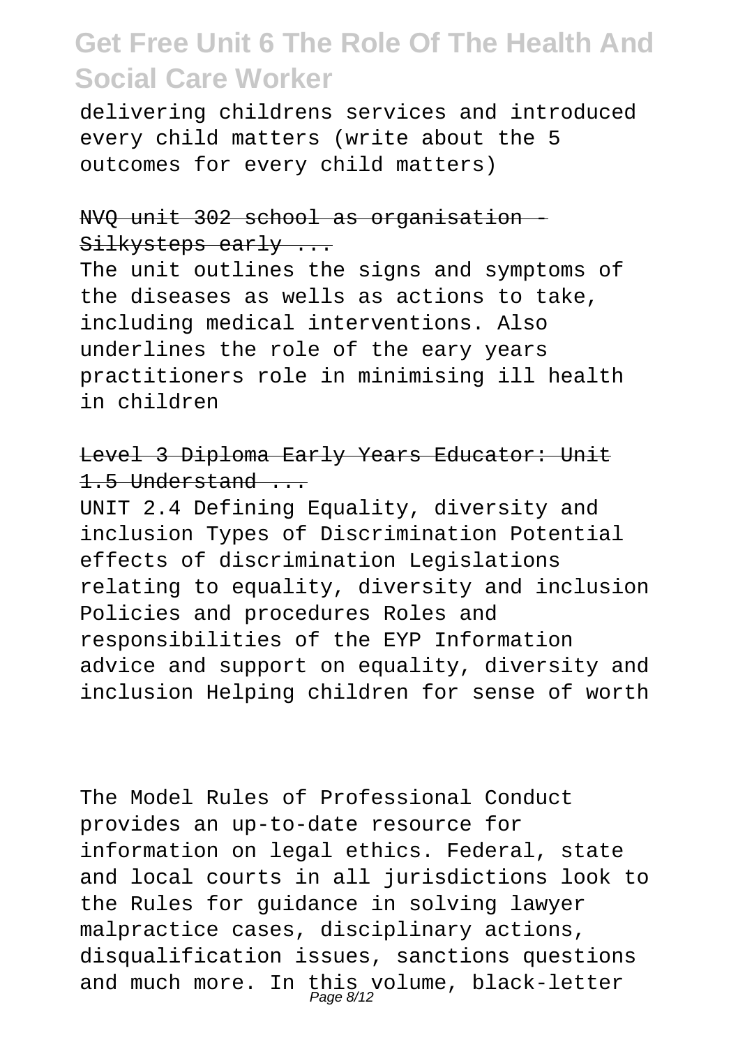delivering childrens services and introduced every child matters (write about the 5 outcomes for every child matters)

NVQ unit 302 school as organisation - Silkysteps early ...

The unit outlines the signs and symptoms of the diseases as wells as actions to take, including medical interventions. Also underlines the role of the eary years practitioners role in minimising ill health in children

Level 3 Diploma Early Years Educator: Unit 1.5 Understand ...

UNIT 2.4 Defining Equality, diversity and inclusion Types of Discrimination Potential effects of discrimination Legislations relating to equality, diversity and inclusion Policies and procedures Roles and responsibilities of the EYP Information advice and support on equality, diversity and inclusion Helping children for sense of worth

The Model Rules of Professional Conduct provides an up-to-date resource for information on legal ethics. Federal, state and local courts in all jurisdictions look to the Rules for guidance in solving lawyer malpractice cases, disciplinary actions, disqualification issues, sanctions questions and much more. In this volume, black-letter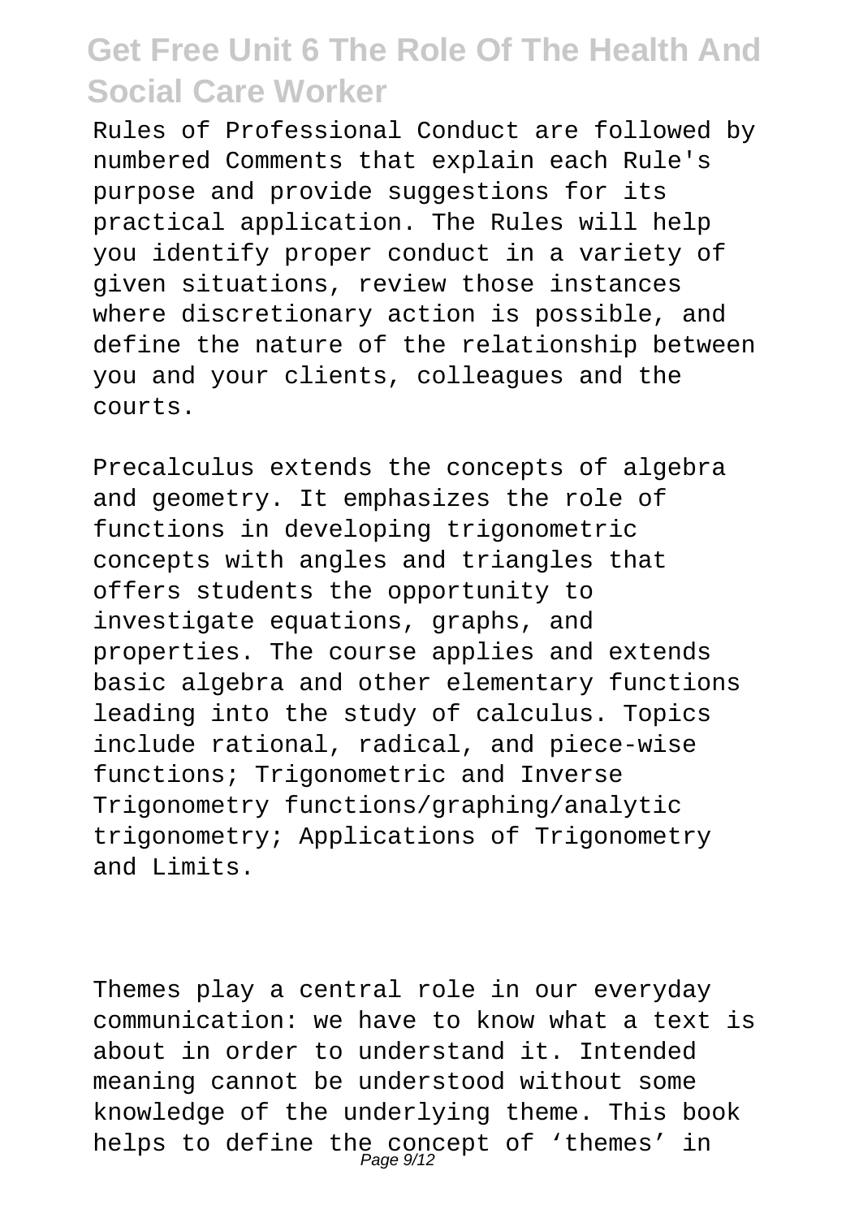Rules of Professional Conduct are followed by numbered Comments that explain each Rule's purpose and provide suggestions for its practical application. The Rules will help you identify proper conduct in a variety of given situations, review those instances where discretionary action is possible, and define the nature of the relationship between you and your clients, colleagues and the courts.

Precalculus extends the concepts of algebra and geometry. It emphasizes the role of functions in developing trigonometric concepts with angles and triangles that offers students the opportunity to investigate equations, graphs, and properties. The course applies and extends basic algebra and other elementary functions leading into the study of calculus. Topics include rational, radical, and piece-wise functions; Trigonometric and Inverse Trigonometry functions/graphing/analytic trigonometry; Applications of Trigonometry and Limits.

Themes play a central role in our everyday communication: we have to know what a text is about in order to understand it. Intended meaning cannot be understood without some knowledge of the underlying theme. This book helps to define the concept of 'themes' in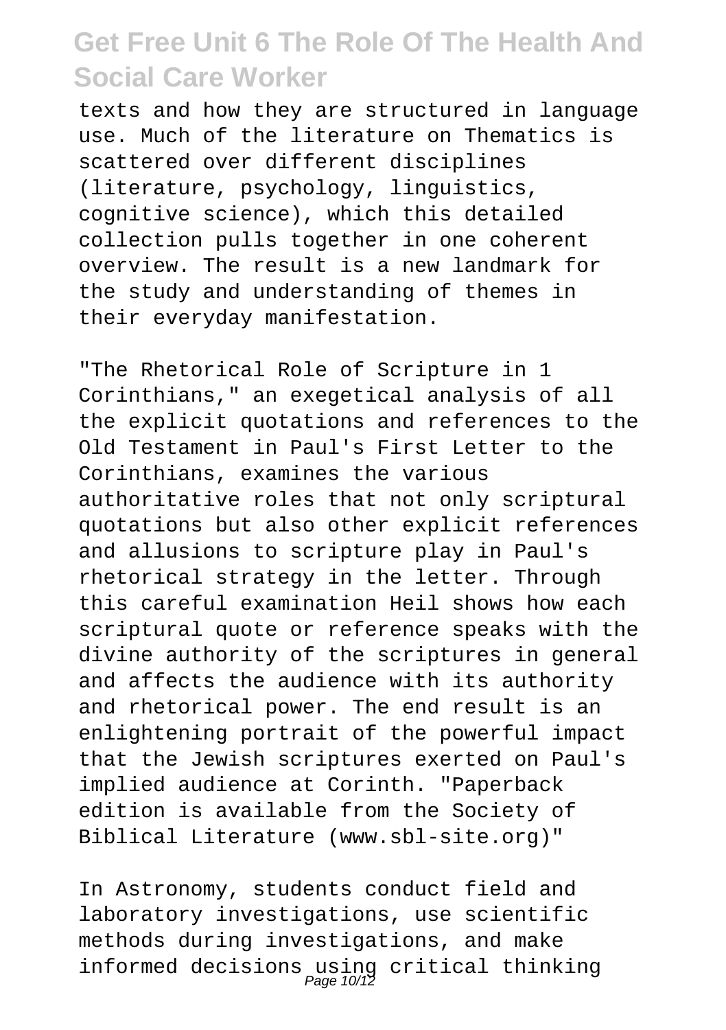texts and how they are structured in language use. Much of the literature on Thematics is scattered over different disciplines (literature, psychology, linguistics, cognitive science), which this detailed collection pulls together in one coherent overview. The result is a new landmark for the study and understanding of themes in their everyday manifestation.

"The Rhetorical Role of Scripture in 1 Corinthians," an exegetical analysis of all the explicit quotations and references to the Old Testament in Paul's First Letter to the Corinthians, examines the various authoritative roles that not only scriptural quotations but also other explicit references and allusions to scripture play in Paul's rhetorical strategy in the letter. Through this careful examination Heil shows how each scriptural quote or reference speaks with the divine authority of the scriptures in general and affects the audience with its authority and rhetorical power. The end result is an enlightening portrait of the powerful impact that the Jewish scriptures exerted on Paul's implied audience at Corinth. "Paperback edition is available from the Society of Biblical Literature (www.sbl-site.org)"

In Astronomy, students conduct field and laboratory investigations, use scientific methods during investigations, and make informed decisions using critical thinking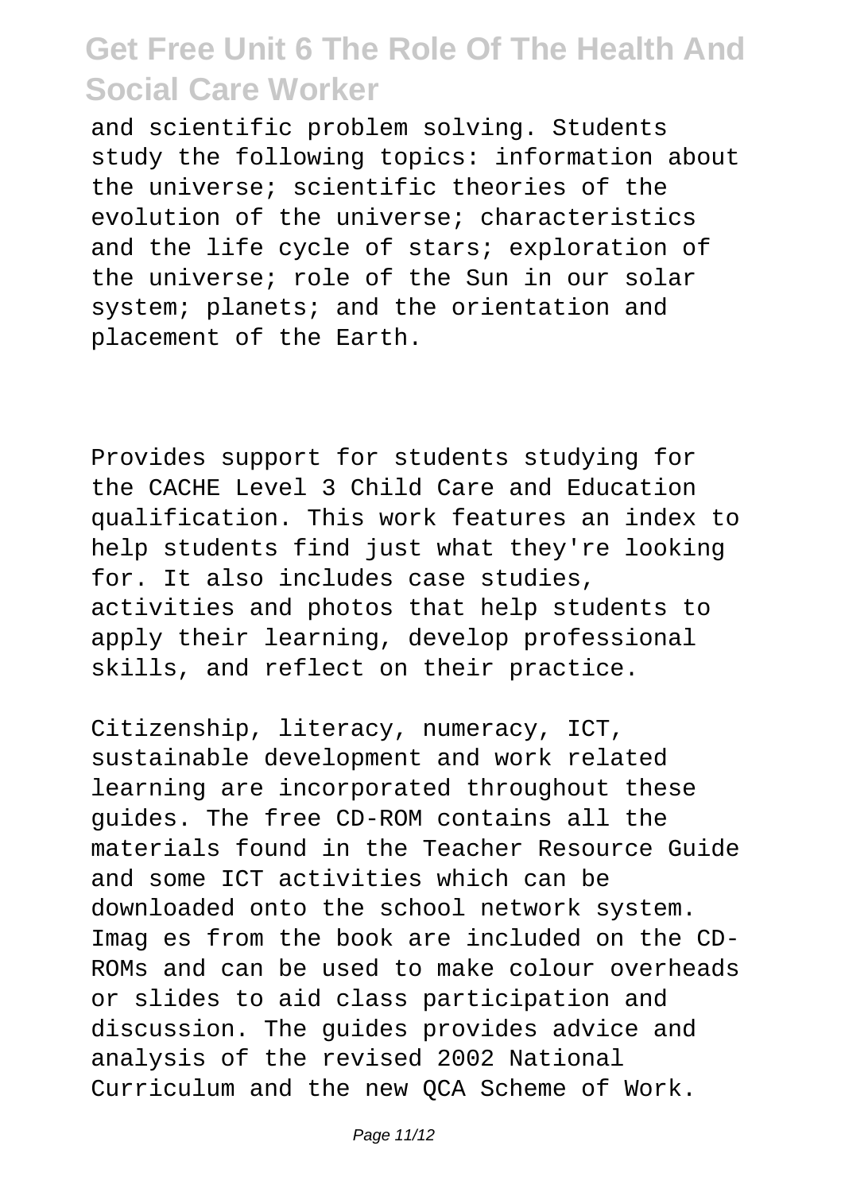and scientific problem solving. Students study the following topics: information about the universe; scientific theories of the evolution of the universe; characteristics and the life cycle of stars; exploration of the universe; role of the Sun in our solar system; planets; and the orientation and placement of the Earth.

Provides support for students studying for the CACHE Level 3 Child Care and Education qualification. This work features an index to help students find just what they're looking for. It also includes case studies, activities and photos that help students to apply their learning, develop professional skills, and reflect on their practice.

Citizenship, literacy, numeracy, ICT, sustainable development and work related learning are incorporated throughout these guides. The free CD-ROM contains all the materials found in the Teacher Resource Guide and some ICT activities which can be downloaded onto the school network system. Imag es from the book are included on the CD-ROMs and can be used to make colour overheads or slides to aid class participation and discussion. The guides provides advice and analysis of the revised 2002 National Curriculum and the new QCA Scheme of Work.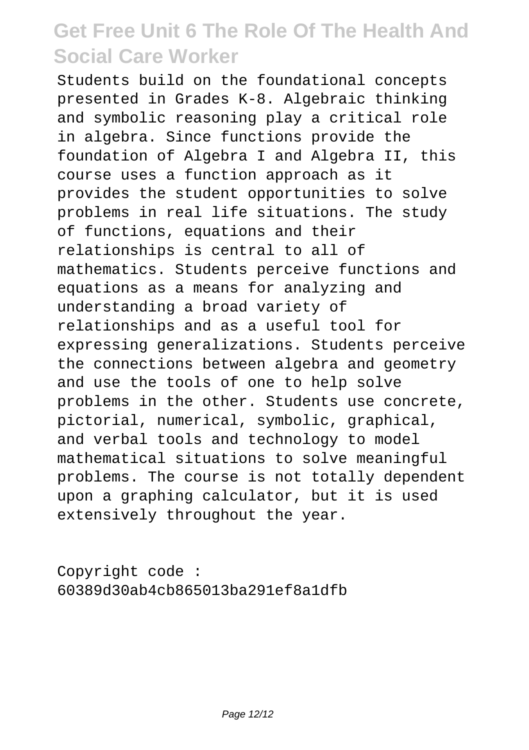Students build on the foundational concepts presented in Grades K-8. Algebraic thinking and symbolic reasoning play a critical role in algebra. Since functions provide the foundation of Algebra I and Algebra II, this course uses a function approach as it provides the student opportunities to solve problems in real life situations. The study of functions, equations and their relationships is central to all of mathematics. Students perceive functions and equations as a means for analyzing and understanding a broad variety of relationships and as a useful tool for expressing generalizations. Students perceive the connections between algebra and geometry and use the tools of one to help solve problems in the other. Students use concrete, pictorial, numerical, symbolic, graphical, and verbal tools and technology to model mathematical situations to solve meaningful problems. The course is not totally dependent upon a graphing calculator, but it is used extensively throughout the year.

Copyright code : 60389d30ab4cb865013ba291ef8a1dfb